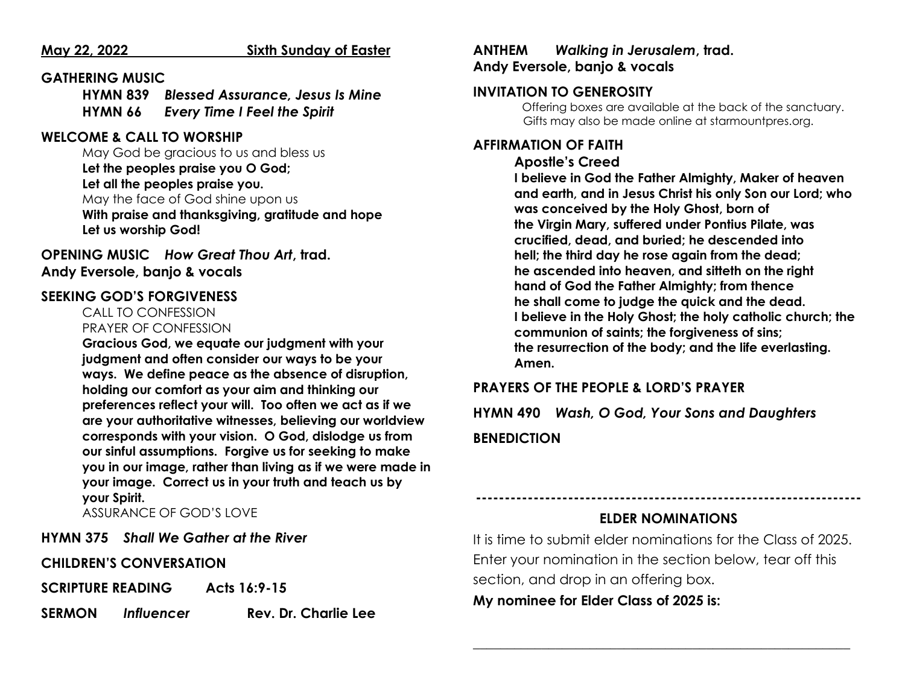**May 22, 2022 — Sixth Sunday of Easter**

**GATHERING MUSIC**

**HYMN 839** ***Blessed Assurance, Jesus Is Mine***
**HYMN 66** ***Every Time I Feel the Spirit***

**WELCOME & CALL TO WORSHIP**

May God be gracious to us and bless us
**Let the peoples praise you O God;**
**Let all the peoples praise you.**
May the face of God shine upon us
**With praise and thanksgiving, gratitude and hope**
**Let us worship God!**

**OPENING MUSIC** ***How Great Thou Art*, trad.**
**Andy Eversole, banjo & vocals**

**SEEKING GOD'S FORGIVENESS**

CALL TO CONFESSION
PRAYER OF CONFESSION

**Gracious God, we equate our judgment with your judgment and often consider our ways to be your ways. We define peace as the absence of disruption, holding our comfort as your aim and thinking our preferences reflect your will. Too often we act as if we are your authoritative witnesses, believing our worldview corresponds with your vision. O God, dislodge us from our sinful assumptions. Forgive us for seeking to make you in our image, rather than living as if we were made in your image. Correct us in your truth and teach us by your Spirit.**

ASSURANCE OF GOD'S LOVE

**HYMN 375** ***Shall We Gather at the River***

**CHILDREN'S CONVERSATION**

**SCRIPTURE READING** **Acts 16:9-15**

**SERMON** ***Influencer*** **Rev. Dr. Charlie Lee**

**ANTHEM** ***Walking in Jerusalem*, trad.**
**Andy Eversole, banjo & vocals**

**INVITATION TO GENEROSITY**

Offering boxes are available at the back of the sanctuary. Gifts may also be made online at starmountpres.org.

**AFFIRMATION OF FAITH**

**Apostle's Creed**

**I believe in God the Father Almighty, Maker of heaven and earth, and in Jesus Christ his only Son our Lord; who was conceived by the Holy Ghost, born of the Virgin Mary, suffered under Pontius Pilate, was crucified, dead, and buried; he descended into hell; the third day he rose again from the dead; he ascended into heaven, and sitteth on the right hand of God the Father Almighty; from thence he shall come to judge the quick and the dead. I believe in the Holy Ghost; the holy catholic church; the communion of saints; the forgiveness of sins; the resurrection of the body; and the life everlasting. Amen.**

**PRAYERS OF THE PEOPLE & LORD'S PRAYER**

**HYMN 490** ***Wash, O God, Your Sons and Daughters***

**BENEDICTION**

---

**ELDER NOMINATIONS**

It is time to submit elder nominations for the Class of 2025. Enter your nomination in the section below, tear off this section, and drop in an offering box.

**My nominee for Elder Class of 2025 is:**

\_\_\_\_\_\_\_\_\_\_\_\_\_\_\_\_\_\_\_\_\_\_\_\_\_\_\_\_\_\_\_\_\_\_\_\_\_\_\_\_\_\_\_\_\_\_\_\_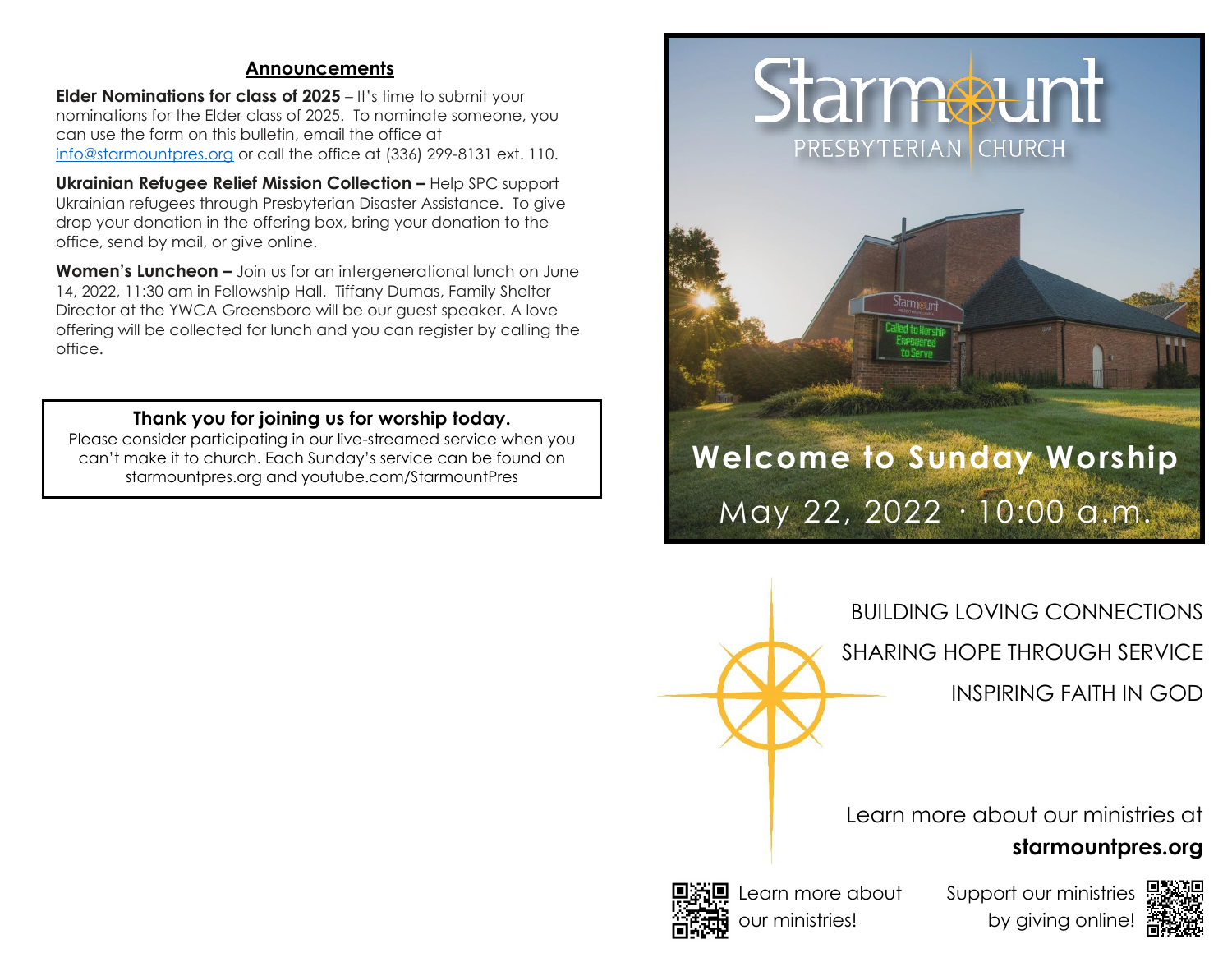## Announcements

**Elder Nominations for class of 2025** – It's time to submit your nominations for the Elder class of 2025. To nominate someone, you can use the form on this bulletin, email the office at info@starmountpres.org or call the office at (336) 299-8131 ext. 110.

**Ukrainian Refugee Relief Mission Collection –** Help SPC support Ukrainian refugees through Presbyterian Disaster Assistance. To give drop your donation in the offering box, bring your donation to the office, send by mail, or give online.

**Women's Luncheon –** Join us for an intergenerational lunch on June 14, 2022, 11:30 am in Fellowship Hall. Tiffany Dumas, Family Shelter Director at the YWCA Greensboro will be our guest speaker. A love offering will be collected for lunch and you can register by calling the office.

**Thank you for joining us for worship today.**
Please consider participating in our live-streamed service when you can't make it to church. Each Sunday's service can be found on starmountpres.org and youtube.com/StarmountPres

# Starmount
PRESBYTERIAN CHURCH

**Welcome to Sunday Worship**

May 22, 2022 · 10:00 a.m.

BUILDING LOVING CONNECTIONS

SHARING HOPE THROUGH SERVICE

INSPIRING FAITH IN GOD

Learn more about our ministries at **starmountpres.org**

Learn more about our ministries!

Support our ministries by giving online!